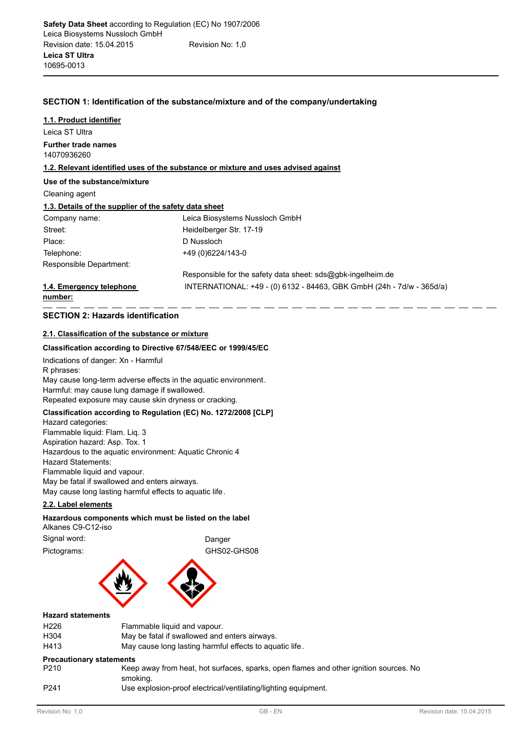**Safety Data Sheet** according to Regulation (EC) No 1907/2006
Leica Biosystems Nussloch GmbH
Revision date: 15.04.2015 Revision No: 1,0
**Leica ST Ultra**
10695-0013

## SECTION 1: Identification of the substance/mixture and of the company/undertaking

### 1.1. Product identifier

Leica ST Ultra

**Further trade names**
14070936260

### 1.2. Relevant identified uses of the substance or mixture and uses advised against

**Use of the substance/mixture**

Cleaning agent

### 1.3. Details of the supplier of the safety data sheet

| | |
|---|---|
| Company name: | Leica Biosystems Nussloch GmbH |
| Street: | Heidelberger Str. 17-19 |
| Place: | D Nussloch |
| Telephone: | +49 (0)6224/143-0 |
| Responsible Department: | |
| | Responsible for the safety data sheet: sds@gbk-ingelheim.de |

**1.4. Emergency telephone number:** INTERNATIONAL: +49 - (0) 6132 - 84463, GBK GmbH (24h - 7d/w - 365d/a)

## SECTION 2: Hazards identification

### 2.1. Classification of the substance or mixture

**Classification according to Directive 67/548/EEC or 1999/45/EC**

Indications of danger: Xn - Harmful
R phrases:
May cause long-term adverse effects in the aquatic environment.
Harmful: may cause lung damage if swallowed.
Repeated exposure may cause skin dryness or cracking.

**Classification according to Regulation (EC) No. 1272/2008 [CLP]**

Hazard categories:
Flammable liquid: Flam. Liq. 3
Aspiration hazard: Asp. Tox. 1
Hazardous to the aquatic environment: Aquatic Chronic 4
Hazard Statements:
Flammable liquid and vapour.
May be fatal if swallowed and enters airways.
May cause long lasting harmful effects to aquatic life.

### 2.2. Label elements

**Hazardous components which must be listed on the label**
Alkanes C9-C12-iso

| | |
|---|---|
| Signal word: | Danger |
| Pictograms: | GHS02-GHS08 |

**Hazard statements**

| | |
|---|---|
| H226 | Flammable liquid and vapour. |
| H304 | May be fatal if swallowed and enters airways. |
| H413 | May cause long lasting harmful effects to aquatic life. |

**Precautionary statements**

| | |
|---|---|
| P210 | Keep away from heat, hot surfaces, sparks, open flames and other ignition sources. No smoking. |
| P241 | Use explosion-proof electrical/ventilating/lighting equipment. |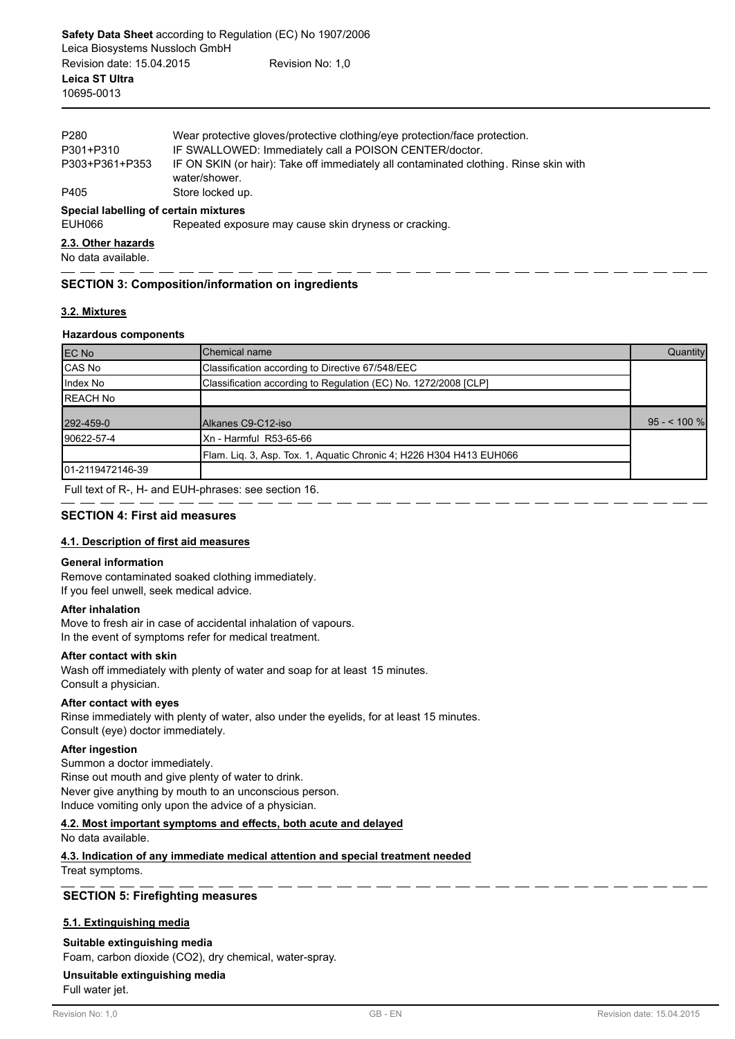| P280 | Wear protective gloves/protective clothing/eye protection/face protection. |
|---|---|
| P301+P310 | IF SWALLOWED: Immediately call a POISON CENTER/doctor. |
| P303+P361+P353 | IF ON SKIN (or hair): Take off immediately all contaminated clothing. Rinse skin with water/shower. |
| P405 | Store locked up. |

**Special labelling of certain mixtures**

EUH066 Repeated exposure may cause skin dryness or cracking.

**2.3. Other hazards**

No data available.

## SECTION 3: Composition/information on ingredients

**3.2. Mixtures**

**Hazardous components**

| EC No | Chemical name | Quantity |
|---|---|---|
| CAS No | Classification according to Directive 67/548/EEC | |
| Index No | Classification according to Regulation (EC) No. 1272/2008 [CLP] | |
| REACH No | | |
| 292-459-0 | Alkanes C9-C12-iso | 95 - < 100 % |
| 90622-57-4 | Xn - Harmful R53-65-66 | |
| | Flam. Liq. 3, Asp. Tox. 1, Aquatic Chronic 4; H226 H304 H413 EUH066 | |
| 01-2119472146-39 | | |

Full text of R-, H- and EUH-phrases: see section 16.

## SECTION 4: First aid measures

**4.1. Description of first aid measures**

**General information**

Remove contaminated soaked clothing immediately.
If you feel unwell, seek medical advice.

**After inhalation**

Move to fresh air in case of accidental inhalation of vapours.
In the event of symptoms refer for medical treatment.

**After contact with skin**

Wash off immediately with plenty of water and soap for at least 15 minutes.
Consult a physician.

**After contact with eyes**

Rinse immediately with plenty of water, also under the eyelids, for at least 15 minutes.
Consult (eye) doctor immediately.

**After ingestion**

Summon a doctor immediately.
Rinse out mouth and give plenty of water to drink.
Never give anything by mouth to an unconscious person.
Induce vomiting only upon the advice of a physician.

**4.2. Most important symptoms and effects, both acute and delayed**

No data available.

**4.3. Indication of any immediate medical attention and special treatment needed**

Treat symptoms.

## SECTION 5: Firefighting measures

**5.1. Extinguishing media**

**Suitable extinguishing media**

Foam, carbon dioxide ($CO_2$), dry chemical, water-spray.

**Unsuitable extinguishing media**

Full water jet.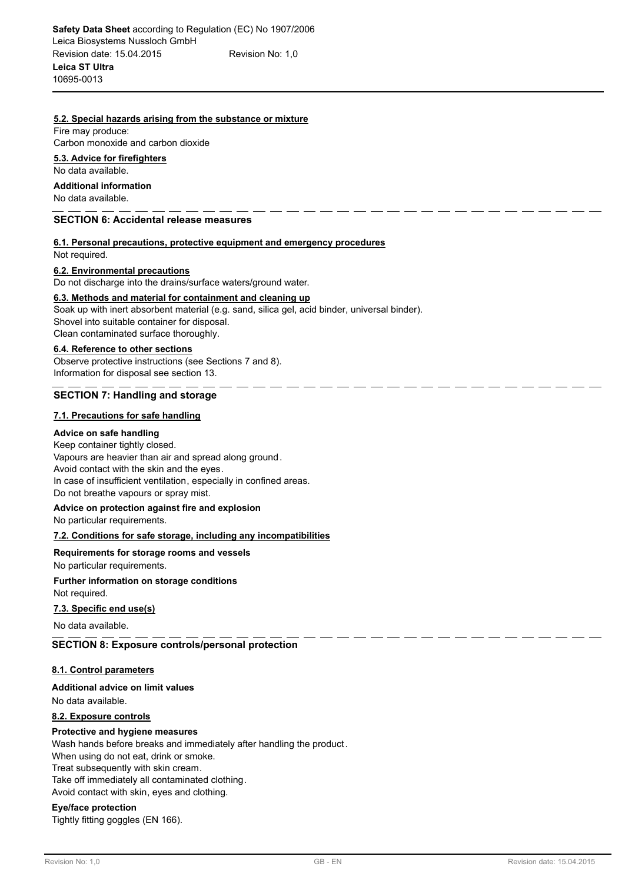#### 5.2. Special hazards arising from the substance or mixture

Fire may produce:
Carbon monoxide and carbon dioxide

#### 5.3. Advice for firefighters

No data available.

**Additional information**

No data available.

## SECTION 6: Accidental release measures

#### 6.1. Personal precautions, protective equipment and emergency procedures

Not required.

#### 6.2. Environmental precautions

Do not discharge into the drains/surface waters/ground water.

#### 6.3. Methods and material for containment and cleaning up

Soak up with inert absorbent material (e.g. sand, silica gel, acid binder, universal binder).
Shovel into suitable container for disposal.
Clean contaminated surface thoroughly.

#### 6.4. Reference to other sections

Observe protective instructions (see Sections 7 and 8).
Information for disposal see section 13.

## SECTION 7: Handling and storage

#### 7.1. Precautions for safe handling

**Advice on safe handling**

Keep container tightly closed.
Vapours are heavier than air and spread along ground.
Avoid contact with the skin and the eyes.
In case of insufficient ventilation, especially in confined areas.
Do not breathe vapours or spray mist.

**Advice on protection against fire and explosion**

No particular requirements.

#### 7.2. Conditions for safe storage, including any incompatibilities

**Requirements for storage rooms and vessels**

No particular requirements.

**Further information on storage conditions**

Not required.

#### 7.3. Specific end use(s)

No data available.

## SECTION 8: Exposure controls/personal protection

#### 8.1. Control parameters

**Additional advice on limit values**

No data available.

#### 8.2. Exposure controls

**Protective and hygiene measures**

Wash hands before breaks and immediately after handling the product.
When using do not eat, drink or smoke.
Treat subsequently with skin cream.
Take off immediately all contaminated clothing.
Avoid contact with skin, eyes and clothing.

**Eye/face protection**

Tightly fitting goggles (EN 166).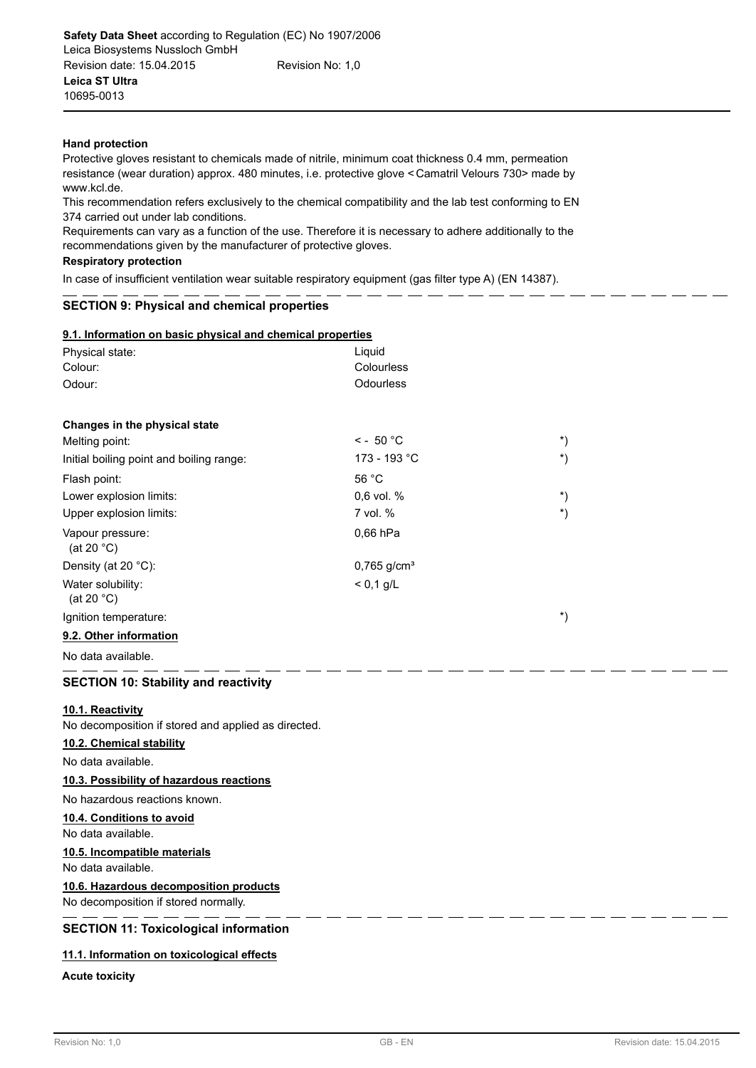**Hand protection**

Protective gloves resistant to chemicals made of nitrile, minimum coat thickness 0.4 mm, permeation resistance (wear duration) approx. 480 minutes, i.e. protective glove <Camatril Velours 730> made by www.kcl.de.

This recommendation refers exclusively to the chemical compatibility and the lab test conforming to EN 374 carried out under lab conditions.

Requirements can vary as a function of the use. Therefore it is necessary to adhere additionally to the recommendations given by the manufacturer of protective gloves.

**Respiratory protection**

In case of insufficient ventilation wear suitable respiratory equipment (gas filter type A) (EN 14387).

## SECTION 9: Physical and chemical properties

### 9.1. Information on basic physical and chemical properties

| | | |
|---|---|---|
| Physical state: | Liquid | |
| Colour: | Colourless | |
| Odour: | Odourless | |

**Changes in the physical state**

| | | |
|---|---|---|
| Melting point: | < - 50 °C | *) |
| Initial boiling point and boiling range: | 173 - 193 °C | *) |
| Flash point: | 56 °C | |
| Lower explosion limits: | 0,6 vol. % | *) |
| Upper explosion limits: | 7 vol. % | *) |
| Vapour pressure: (at 20 °C) | 0,66 hPa | |
| Density (at 20 °C): | 0,765 g/cm³ | |
| Water solubility: (at 20 °C) | < 0,1 g/L | |
| Ignition temperature: | | *) |

### 9.2. Other information

No data available.

## SECTION 10: Stability and reactivity

### 10.1. Reactivity

No decomposition if stored and applied as directed.

### 10.2. Chemical stability

No data available.

### 10.3. Possibility of hazardous reactions

No hazardous reactions known.

### 10.4. Conditions to avoid

No data available.

### 10.5. Incompatible materials

No data available.

### 10.6. Hazardous decomposition products

No decomposition if stored normally.

## SECTION 11: Toxicological information

### 11.1. Information on toxicological effects

**Acute toxicity**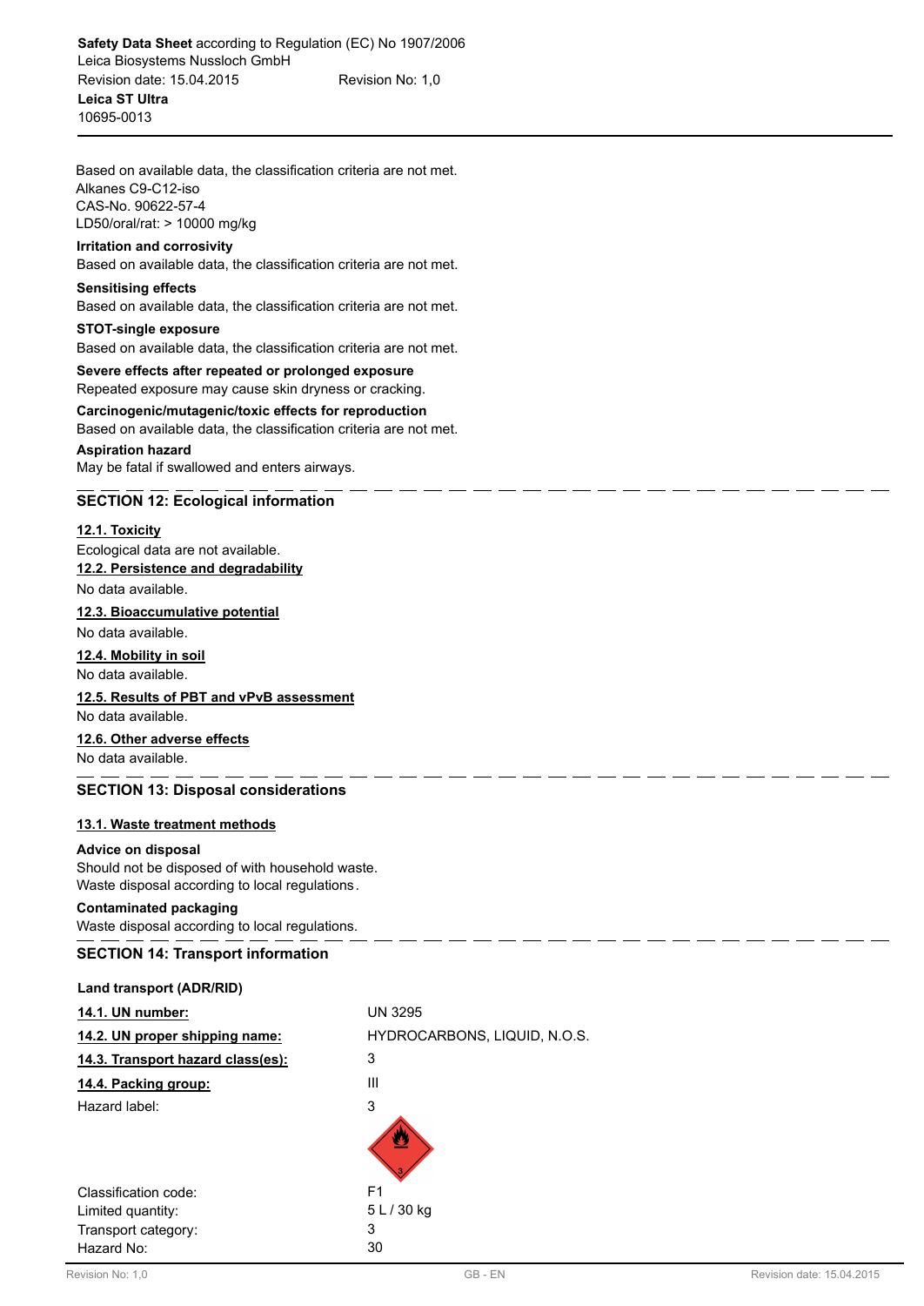Based on available data, the classification criteria are not met.
Alkanes C9-C12-iso
CAS-No. 90622-57-4
LD50/oral/rat: > 10000 mg/kg

**Irritation and corrosivity**
Based on available data, the classification criteria are not met.

**Sensitising effects**
Based on available data, the classification criteria are not met.

**STOT-single exposure**
Based on available data, the classification criteria are not met.

**Severe effects after repeated or prolonged exposure**
Repeated exposure may cause skin dryness or cracking.

**Carcinogenic/mutagenic/toxic effects for reproduction**
Based on available data, the classification criteria are not met.

**Aspiration hazard**
May be fatal if swallowed and enters airways.

## SECTION 12: Ecological information

**12.1. Toxicity**
Ecological data are not available.

**12.2. Persistence and degradability**
No data available.

**12.3. Bioaccumulative potential**
No data available.

**12.4. Mobility in soil**
No data available.

**12.5. Results of PBT and vPvB assessment**
No data available.

**12.6. Other adverse effects**
No data available.

## SECTION 13: Disposal considerations

**13.1. Waste treatment methods**

**Advice on disposal**
Should not be disposed of with household waste.
Waste disposal according to local regulations.

**Contaminated packaging**
Waste disposal according to local regulations.

## SECTION 14: Transport information

**Land transport (ADR/RID)**

| | |
|---|---|
| **14.1. UN number:** | UN 3295 |
| **14.2. UN proper shipping name:** | HYDROCARBONS, LIQUID, N.O.S. |
| **14.3. Transport hazard class(es):** | 3 |
| **14.4. Packing group:** | III |
| Hazard label: | 3 |
| Classification code: | F1 |
| Limited quantity: | 5 L / 30 kg |
| Transport category: | 3 |
| Hazard No: | 30 |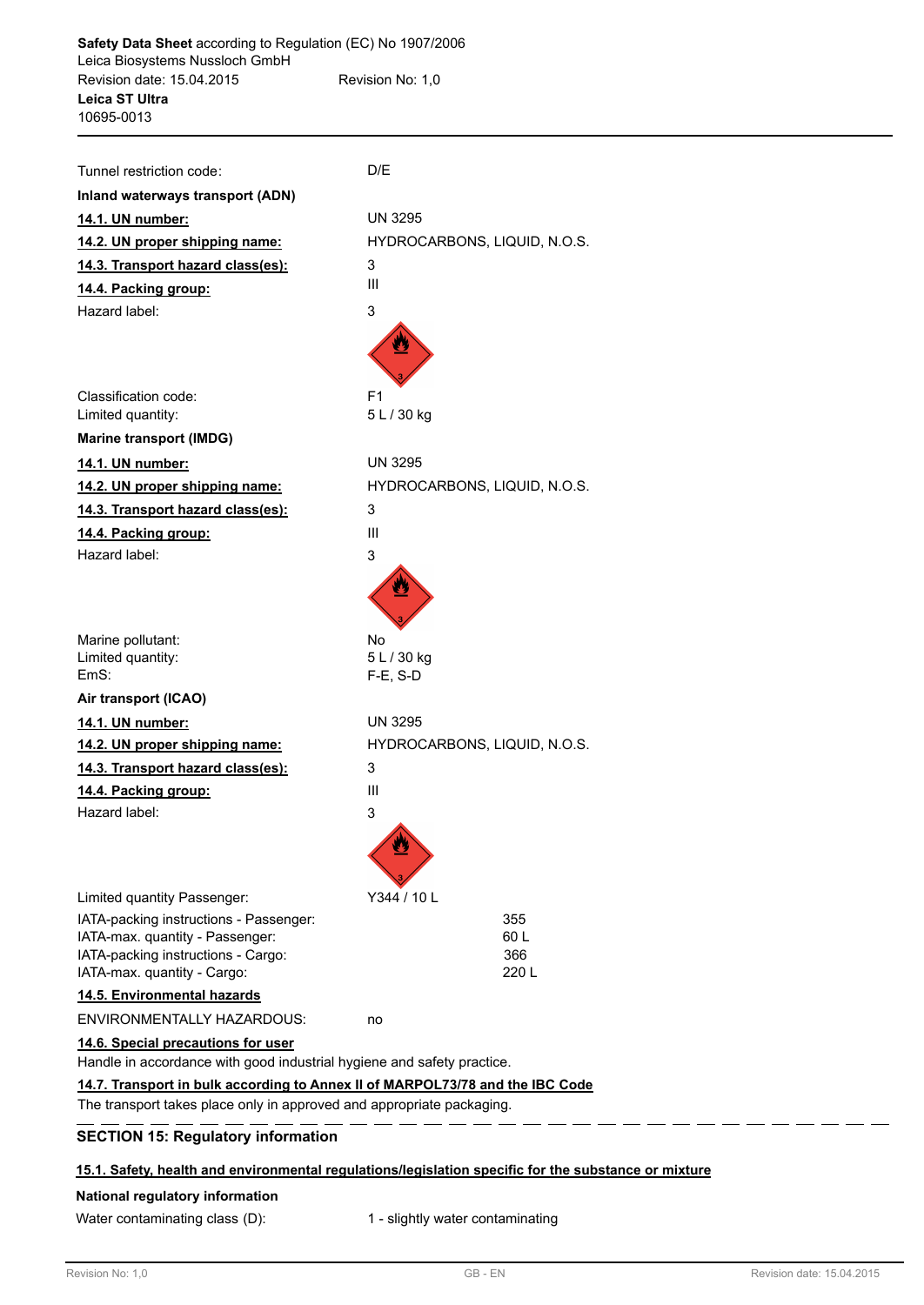Tunnel restriction code: D/E

**Inland waterways transport (ADN)**

**14.1. UN number:** UN 3295

**14.2. UN proper shipping name:** HYDROCARBONS, LIQUID, N.O.S.

**14.3. Transport hazard class(es):** 3

**14.4. Packing group:** III

Hazard label: 3

Classification code: F1

Limited quantity: 5 L / 30 kg

**Marine transport (IMDG)**

**14.1. UN number:** UN 3295

**14.2. UN proper shipping name:** HYDROCARBONS, LIQUID, N.O.S.

**14.3. Transport hazard class(es):** 3

**14.4. Packing group:** III

Hazard label: 3

Marine pollutant: No

Limited quantity: 5 L / 30 kg

EmS: F-E, S-D

**Air transport (ICAO)**

**14.1. UN number:** UN 3295

**14.2. UN proper shipping name:** HYDROCARBONS, LIQUID, N.O.S.

**14.3. Transport hazard class(es):** 3

**14.4. Packing group:** III

Hazard label: 3

Limited quantity Passenger: Y344 / 10 L

IATA-packing instructions - Passenger: 355

IATA-max. quantity - Passenger: 60 L

IATA-packing instructions - Cargo: 366

IATA-max. quantity - Cargo: 220 L

**14.5. Environmental hazards**

ENVIRONMENTALLY HAZARDOUS: no

**14.6. Special precautions for user**

Handle in accordance with good industrial hygiene and safety practice.

**14.7. Transport in bulk according to Annex II of MARPOL73/78 and the IBC Code**

The transport takes place only in approved and appropriate packaging.

## SECTION 15: Regulatory information

**15.1. Safety, health and environmental regulations/legislation specific for the substance or mixture**

**National regulatory information**

Water contaminating class (D): 1 - slightly water contaminating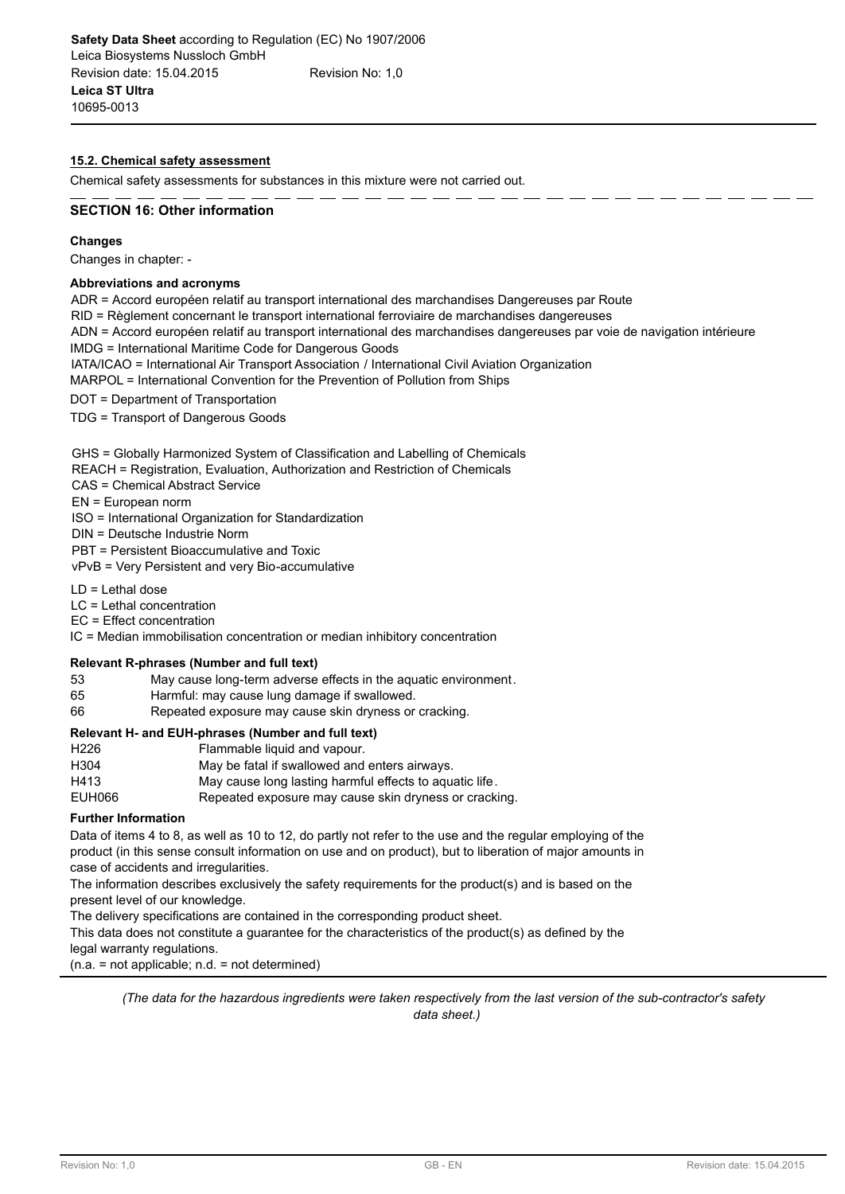### 15.2. Chemical safety assessment

Chemical safety assessments for substances in this mixture were not carried out.

## SECTION 16: Other information

**Changes**

Changes in chapter: -

**Abbreviations and acronyms**

ADR = Accord européen relatif au transport international des marchandises Dangereuses par Route
RID = Règlement concernant le transport international ferroviaire de marchandises dangereuses
ADN = Accord européen relatif au transport international des marchandises dangereuses par voie de navigation intérieure
IMDG = International Maritime Code for Dangerous Goods
IATA/ICAO = International Air Transport Association / International Civil Aviation Organization
MARPOL = International Convention for the Prevention of Pollution from Ships
DOT = Department of Transportation
TDG = Transport of Dangerous Goods

GHS = Globally Harmonized System of Classification and Labelling of Chemicals
REACH = Registration, Evaluation, Authorization and Restriction of Chemicals
CAS = Chemical Abstract Service
EN = European norm
ISO = International Organization for Standardization
DIN = Deutsche Industrie Norm
PBT = Persistent Bioaccumulative and Toxic
vPvB = Very Persistent and very Bio-accumulative

LD = Lethal dose
LC = Lethal concentration
EC = Effect concentration
IC = Median immobilisation concentration or median inhibitory concentration

**Relevant R-phrases (Number and full text)**

| | |
|---|---|
| 53 | May cause long-term adverse effects in the aquatic environment. |
| 65 | Harmful: may cause lung damage if swallowed. |
| 66 | Repeated exposure may cause skin dryness or cracking. |

**Relevant H- and EUH-phrases (Number and full text)**

| | |
|---|---|
| H226 | Flammable liquid and vapour. |
| H304 | May be fatal if swallowed and enters airways. |
| H413 | May cause long lasting harmful effects to aquatic life. |
| EUH066 | Repeated exposure may cause skin dryness or cracking. |

**Further Information**

Data of items 4 to 8, as well as 10 to 12, do partly not refer to the use and the regular employing of the product (in this sense consult information on use and on product), but to liberation of major amounts in case of accidents and irregularities.
The information describes exclusively the safety requirements for the product(s) and is based on the present level of our knowledge.
The delivery specifications are contained in the corresponding product sheet.
This data does not constitute a guarantee for the characteristics of the product(s) as defined by the legal warranty regulations.
(n.a. = not applicable; n.d. = not determined)

*(The data for the hazardous ingredients were taken respectively from the last version of the sub-contractor's safety data sheet.)*